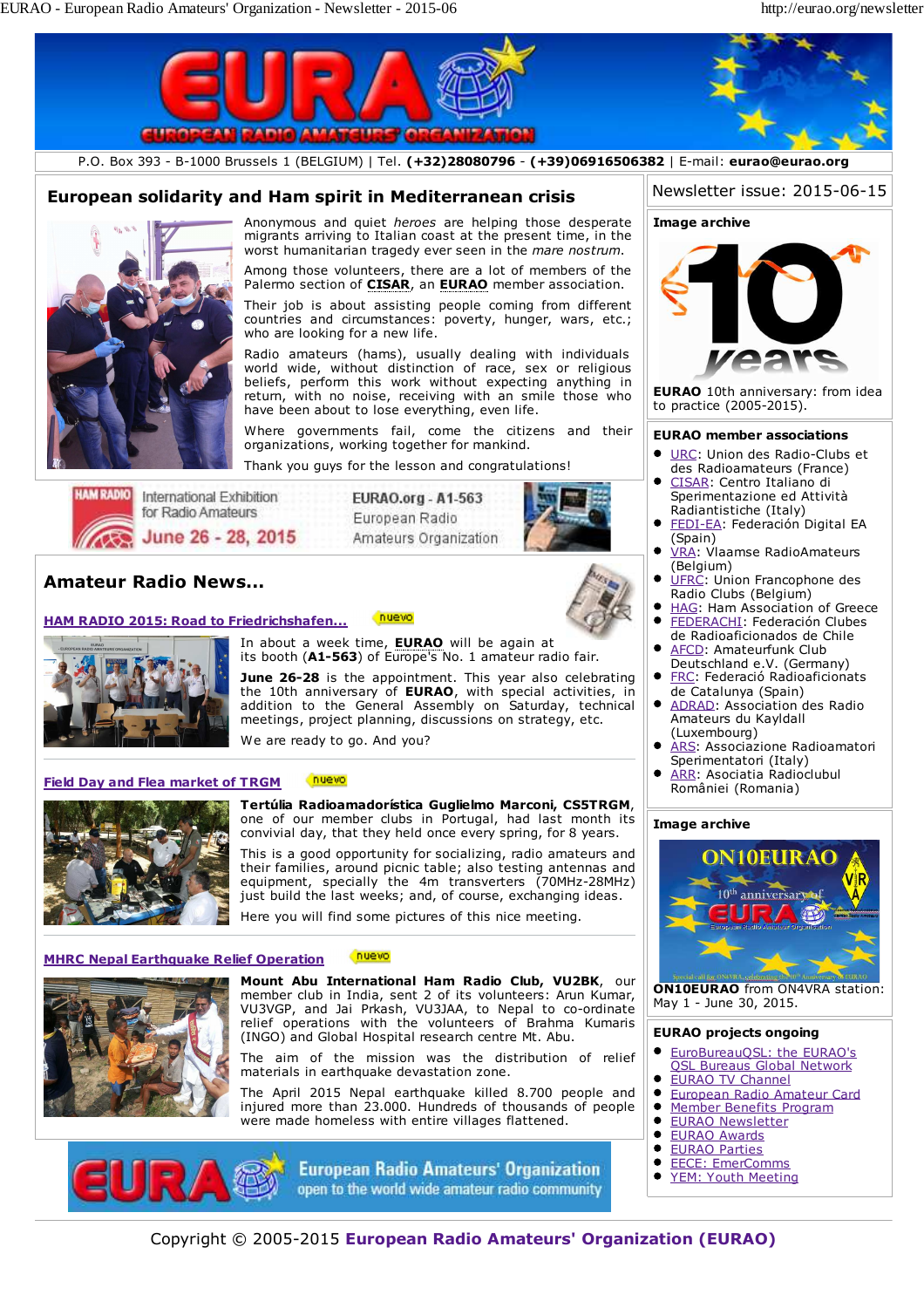P.O. Box 393 - B-1000 Brussels 1 (BELGIUM) | Tel. **(+32)28080796** - **(+39)06916506382** | E-mail: **eurao@eurao.org**

## European solidarity and Ham spirit in Mediterranean crisis

Anonymous and quiet *heroes* are helping those desperate migrants arriving to Italian coast at the present time, in the worst humanitarian tragedy ever seen in the *mare nostrum*.

Among those volunteers, there are a lot of members of the Palermo section of **CISAR**, an **EURAO** member association.

Their job is about assisting people coming from different countries and circumstances: poverty, hunger, wars, etc.; who are looking for a new life.

Radio amateurs (hams), usually dealing with individuals world wide, without distinction of race, sex or religious beliefs, perform this work without expecting anything in return, with no noise, receiving with an smile those who have been about to lose everything, even life.

Where governments fail, come the citizens and their organizations, working together for mankind.

Thank you guys for the lesson and congratulations!

HAM RADIO International Exhibition for Radio Amateurs June 26 - 28, 2015 — EURAO.org - A1-563 European Radio Amateurs Organization

## Amateur Radio News...

### HAM RADIO 2015: Road to Friedrichshafen... (nuevo)

In about a week time, **EURAO** will be again at its booth (**A1-563**) of Europe's No. 1 amateur radio fair.

**June 26-28** is the appointment. This year also celebrating the 10th anniversary of **EURAO**, with special activities, in addition to the General Assembly on Saturday, technical meetings, project planning, discussions on strategy, etc.

We are ready to go. And you?

### Field Day and Flea market of TRGM (nuevo)

**Tertúlia Radioamadorística Guglielmo Marconi, CS5TRGM**, one of our member clubs in Portugal, had last month its convivial day, that they held once every spring, for 8 years.

This is a good opportunity for socializing, radio amateurs and their families, around picnic table; also testing antennas and equipment, specially the 4m transverters (70MHz-28MHz) just build the last weeks; and, of course, exchanging ideas.

Here you will find some pictures of this nice meeting.

### MHRC Nepal Earthquake Relief Operation (nuevo)

**Mount Abu International Ham Radio Club, VU2BK**, our member club in India, sent 2 of its volunteers: Arun Kumar, VU3VGP, and Jai Prkash, VU3JAA, to Nepal to co-ordinate relief operations with the volunteers of Brahma Kumaris (INGO) and Global Hospital research centre Mt. Abu.

The aim of the mission was the distribution of relief materials in earthquake devastation zone.

The April 2015 Nepal earthquake killed 8.700 people and injured more than 23.000. Hundreds of thousands of people were made homeless with entire villages flattened.

EURAO European Radio Amateurs' Organization — open to the world wide amateur radio community

Newsletter issue: 2015-06-15

### Image archive

**EURAO** 10th anniversary: from idea to practice (2005-2015).

### EURAO member associations

- URC: Union des Radio-Clubs et des Radioamateurs (France)
- CISAR: Centro Italiano di Sperimentazione ed Attività Radiantistiche (Italy)
- FEDI-EA: Federación Digital EA (Spain)
- VRA: Vlaamse RadioAmateurs (Belgium)
- UFRC: Union Francophone des Radio Clubs (Belgium)
- HAG: Ham Association of Greece
- FEDERACHI: Federación Clubes de Radioaficionados de Chile
- AFCD: Amateurfunk Club Deutschland e.V. (Germany)
- FRC: Federació Radioaficionats de Catalunya (Spain)
- ADRAD: Association des Radio Amateurs du Kayldall (Luxembourg)
- ARS: Associazione Radioamatori Sperimentatori (Italy)
- ARR: Asociatia Radioclubul României (Romania)

### Image archive

**ON10EURAO** from ON4VRA station: May 1 - June 30, 2015.

### EURAO projects ongoing

- EuroBureauQSL: the EURAO's QSL Bureaus Global Network
- EURAO TV Channel
- European Radio Amateur Card
- Member Benefits Program
- EURAO Newsletter
- EURAO Awards
- EURAO Parties
- EECE: EmerComms
- YEM: Youth Meeting

Copyright © 2005-2015 **European Radio Amateurs' Organization (EURAO)**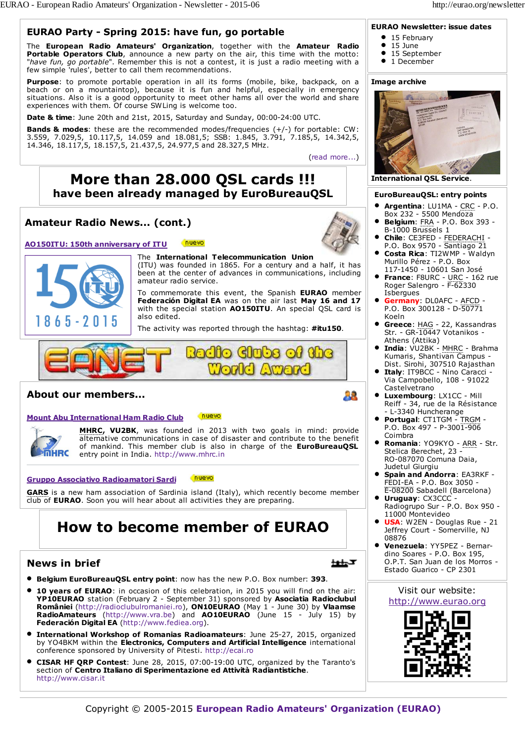## EURAO Party - Spring 2015: have fun, go portable

The **European Radio Amateurs' Organization**, together with the **Amateur Radio Portable Operators Club**, announce a new party on the air, this time with the motto: "*have fun, go portable*". Remember this is not a contest, it is just a radio meeting with a few simple 'rules', better to call them recommendations.

**Purpose**: to promote portable operation in all its forms (mobile, bike, backpack, on a beach or on a mountaintop), because it is fun and helpful, especially in emergency situations. Also it is a good opportunity to meet other hams all over the world and share experiences with them. Of course SWLing is welcome too.

**Date & time**: June 20th and 21st, 2015, Saturday and Sunday, 00:00-24:00 UTC.

**Bands & modes**: these are the recommended modes/frequencies (+/-) for portable: CW: 3.559, 7.029,5, 10.117,5, 14.059 and 18.081,5; SSB: 1.845, 3.791, 7.185,5, 14.342,5, 14.346, 18.117,5, 18.157,5, 21.437,5, 24.977,5 and 28.327,5 MHz.

(read more...)

# More than 28.000 QSL cards !!!
## have been already managed by EuroBureauQSL

## Amateur Radio News... (cont.)

**AO150ITU: 150th anniversary of ITU** nuevo

150 ITU 1865-2015

The **International Telecommunication Union** (ITU) was founded in 1865. For a century and a half, it has been at the center of advances in communications, including amateur radio service.

To commemorate this event, the Spanish **EURAO** member **Federación Digital EA** was on the air last **May 16 and 17** with the special station **AO150ITU**. An special QSL card is also edited.

The activity was reported through the hashtag: **#itu150**.

EANET Radio Clubs of the World Award

## About our members...

**Mount Abu International Ham Radio Club** nuevo

**MHRC, VU2BK**, was founded in 2013 with two goals in mind: provide alternative communications in case of disaster and contribute to the benefit of mankind. This member club is also in charge of the **EuroBureauQSL** entry point in India. http://www.mhrc.in

**Gruppo Associativo Radioamatori Sardi** nuevo

**GARS** is a new ham association of Sardinia island (Italy), which recently become member club of **EURAO**. Soon you will hear about all activities they are preparing.

# How to become member of EURAO

## News in brief

- **Belgium EuroBureauQSL entry point**: now has the new P.O. Box number: **393**.
- **10 years of EURAO**: in occasion of this celebration, in 2015 you will find on the air: **YP10EURAO** station (February 2 - September 30) sponsored by **Asociatia Radioclubul Românie**i (http://radioclubulromaniei.ro), **ON10EURAO** (May 1 - June 30) by **Vlaamse RadioAmateurs** (http://www.vra.be) and **AO10EURAO** (June 15 - July 15) by **Federación Digital EA** (http://www.fediea.org).
- **International Workshop of Romanias Radioamateurs**: June 25-27, 2015, organized by YO4BKM within the **Electronics, Computers and Artificial Intelligence** international conference sponsored by University of Pitesti. http://ecai.ro
- **CISAR HF QRP Contest**: June 28, 2015, 07:00-19:00 UTC, organized by the Taranto's section of **Centro Italiano di Sperimentazione ed Attività Radiantistiche**. http://www.cisar.it

### EURAO Newsletter: issue dates

- 15 February
- 15 June
- 15 September
- 1 December

### Image archive

**International QSL Service**.

### EuroBureauQSL: entry points

- **Argentina**: LU1MA - CRC - P.O. Box 232 - 5500 Mendoza
- **Belgium**: FRA - P.O. Box 393 - B-1000 Brussels 1
- **Chile**: CE3FED - FEDERACHI - P.O. Box 9570 - Santiago 21
- **Costa Rica**: TI2WMP - Waldyn Murillo Pérez - P.O. Box 117-1450 - 10601 San José
- **France**: F8URC - URC - 162 rue Roger Salengro - F-62330 Isbergues
- **Germany**: DL0AFC - AFCD - P.O. Box 300128 - D-50771 Koeln
- **Greece**: HAG - 22, Kassandras Str. - GR-10447 Votanikos - Athens (Attika)
- **India**: VU2BK - MHRC - Brahma Kumaris, Shantivan Campus - Dist. Sirohi, 307510 Rajasthan
- **Italy**: IT9BCC - Nino Caracci - Via Campobello, 108 - 91022 Castelvetrano
- **Luxembourg**: LX1CC - Mill Reiff - 34, rue de la Résistance - L-3340 Huncherange
- **Portugal**: CT1TGM - TRGM - P.O. Box 497 - P-3001-906 Coimbra
- **Romania**: YO9KYO - ARR - Str. Stelica Berechet, 23 - RO-087070 Comuna Daia, Judetul Giurgiu
- **Spain and Andorra**: EA3RKF - FEDI-EA - P.O. Box 3050 - E-08200 Sabadell (Barcelona)
- **Uruguay**: CX3CCC - Radiogrupo Sur - P.O. Box 950 - 11000 Montevideo
- **USA**: W2EN - Douglas Rue - 21 Jeffrey Court - Somerville, NJ 08876
- **Venezuela**: YY5PEZ - Bernardino Soares - P.O. Box 195, O.P.T. San Juan de los Morros - Estado Guarico - CP 2301

Visit our website:
http://www.eurao.org

Copyright © 2005-2015 **European Radio Amateurs' Organization (EURAO)**